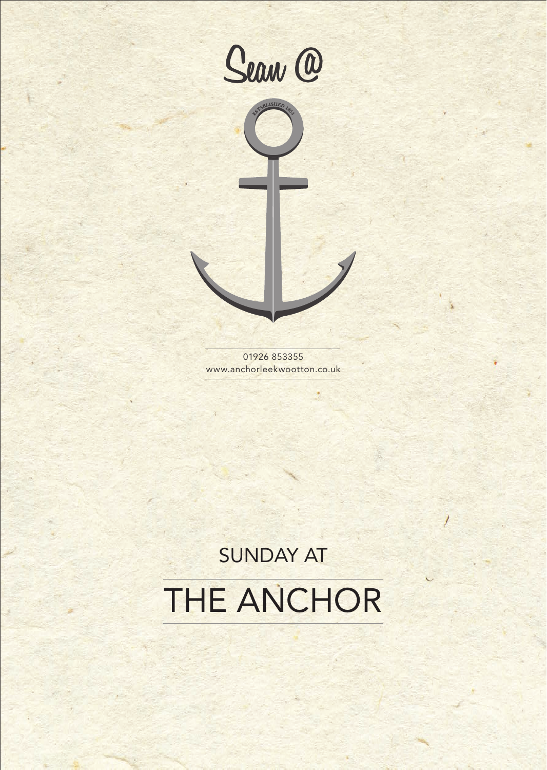Sean @

ESTABLISHED 1853

01926 853355
www.anchorleekwootton.co.uk

SUNDAY AT

# THE ANCHOR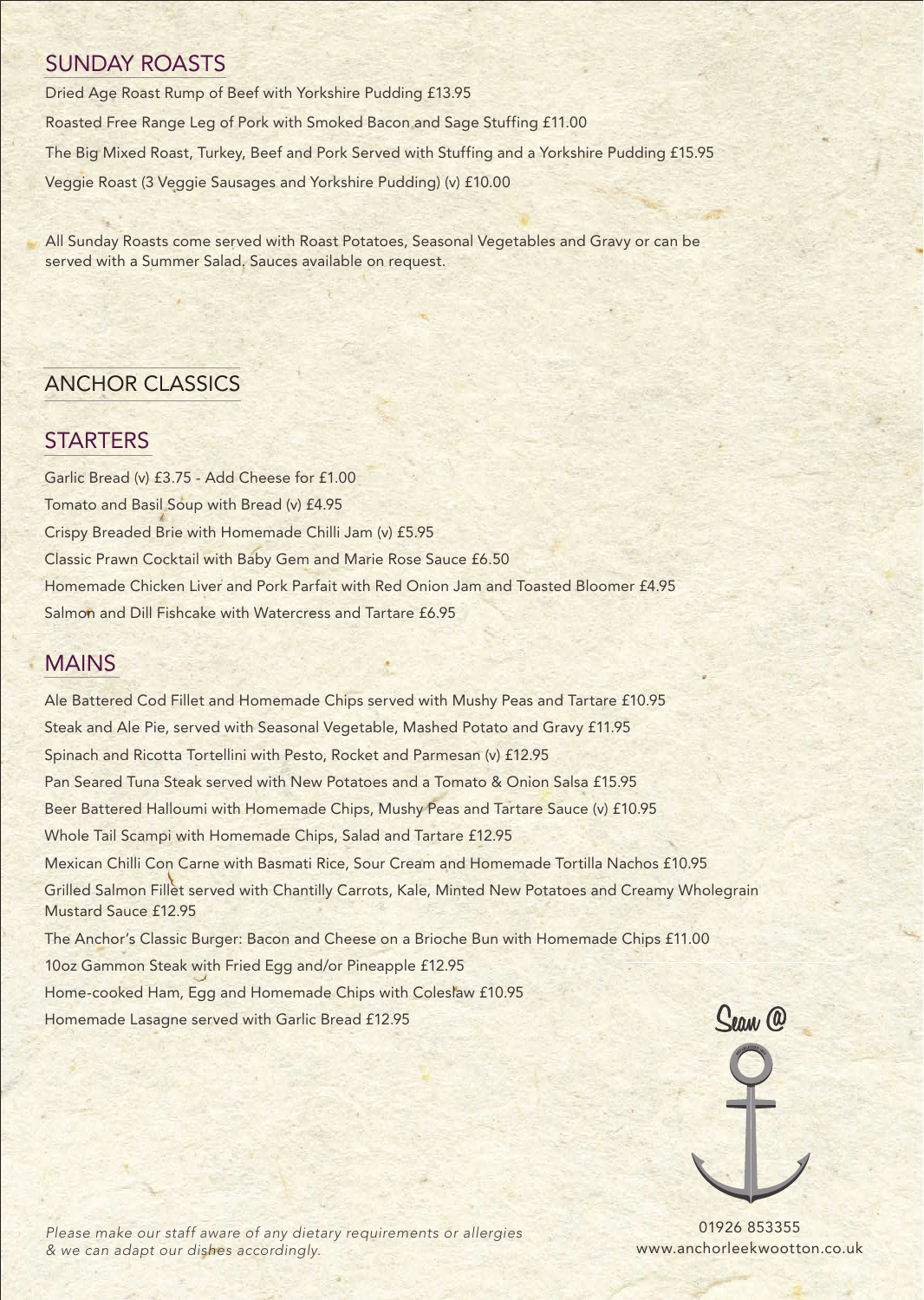## SUNDAY ROASTS

Dried Age Roast Rump of Beef with Yorkshire Pudding £13.95

Roasted Free Range Leg of Pork with Smoked Bacon and Sage Stuffing £11.00

The Big Mixed Roast, Turkey, Beef and Pork Served with Stuffing and a Yorkshire Pudding £15.95

Veggie Roast (3 Veggie Sausages and Yorkshire Pudding) (v) £10.00

All Sunday Roasts come served with Roast Potatoes, Seasonal Vegetables and Gravy or can be served with a Summer Salad. Sauces available on request.

## ANCHOR CLASSICS

## STARTERS

Garlic Bread (v) £3.75 - Add Cheese for £1.00

Tomato and Basil Soup with Bread (v) £4.95

Crispy Breaded Brie with Homemade Chilli Jam (v) £5.95

Classic Prawn Cocktail with Baby Gem and Marie Rose Sauce £6.50

Homemade Chicken Liver and Pork Parfait with Red Onion Jam and Toasted Bloomer £4.95

Salmon and Dill Fishcake with Watercress and Tartare £6.95

## MAINS

Ale Battered Cod Fillet and Homemade Chips served with Mushy Peas and Tartare £10.95

Steak and Ale Pie, served with Seasonal Vegetable, Mashed Potato and Gravy £11.95

Spinach and Ricotta Tortellini with Pesto, Rocket and Parmesan (v) £12.95

Pan Seared Tuna Steak served with New Potatoes and a Tomato & Onion Salsa £15.95

Beer Battered Halloumi with Homemade Chips, Mushy Peas and Tartare Sauce (v) £10.95

Whole Tail Scampi with Homemade Chips, Salad and Tartare £12.95

Mexican Chilli Con Carne with Basmati Rice, Sour Cream and Homemade Tortilla Nachos £10.95

Grilled Salmon Fillet served with Chantilly Carrots, Kale, Minted New Potatoes and Creamy Wholegrain Mustard Sauce £12.95

The Anchor's Classic Burger: Bacon and Cheese on a Brioche Bun with Homemade Chips £11.00

10oz Gammon Steak with Fried Egg and/or Pineapple £12.95

Home-cooked Ham, Egg and Homemade Chips with Coleslaw £10.95

Homemade Lasagne served with Garlic Bread £12.95

Seen @

*Please make our staff aware of any dietary requirements or allergies & we can adapt our dishes accordingly.*

01926 853355
www.anchorleekwootton.co.uk